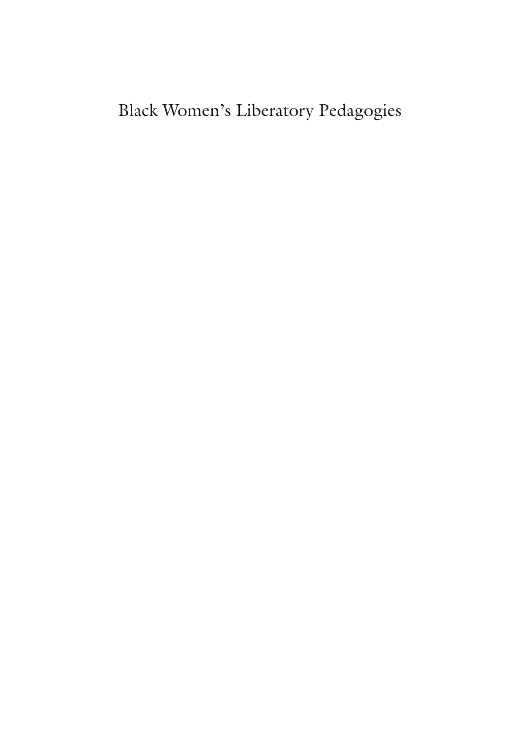# Black Women's Liberatory Pedagogies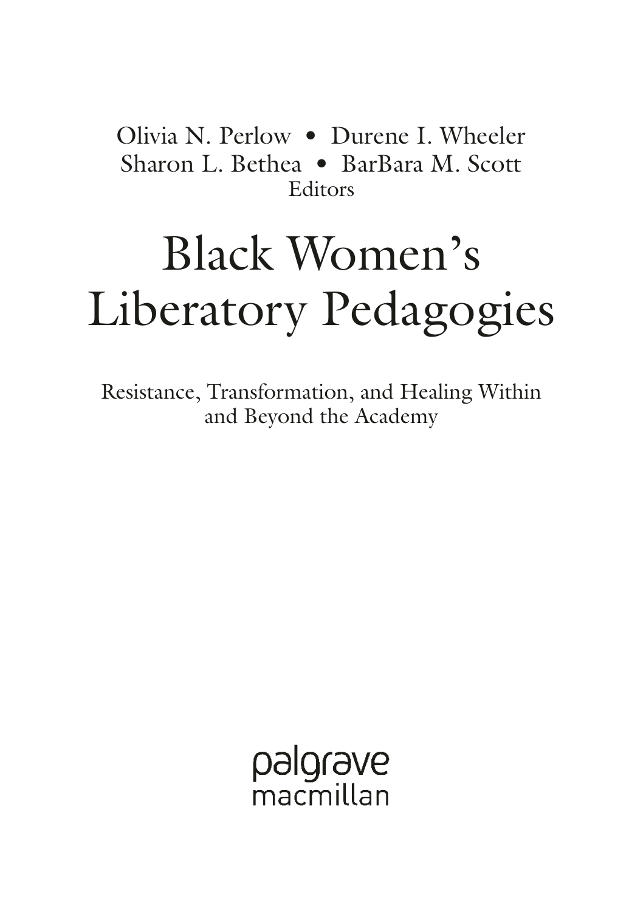Olivia N. Perlow • Durene I. Wheeler
Sharon L. Bethea • BarBara M. Scott
Editors

# Black Women's Liberatory Pedagogies

Resistance, Transformation, and Healing Within and Beyond the Academy

palgrave
macmillan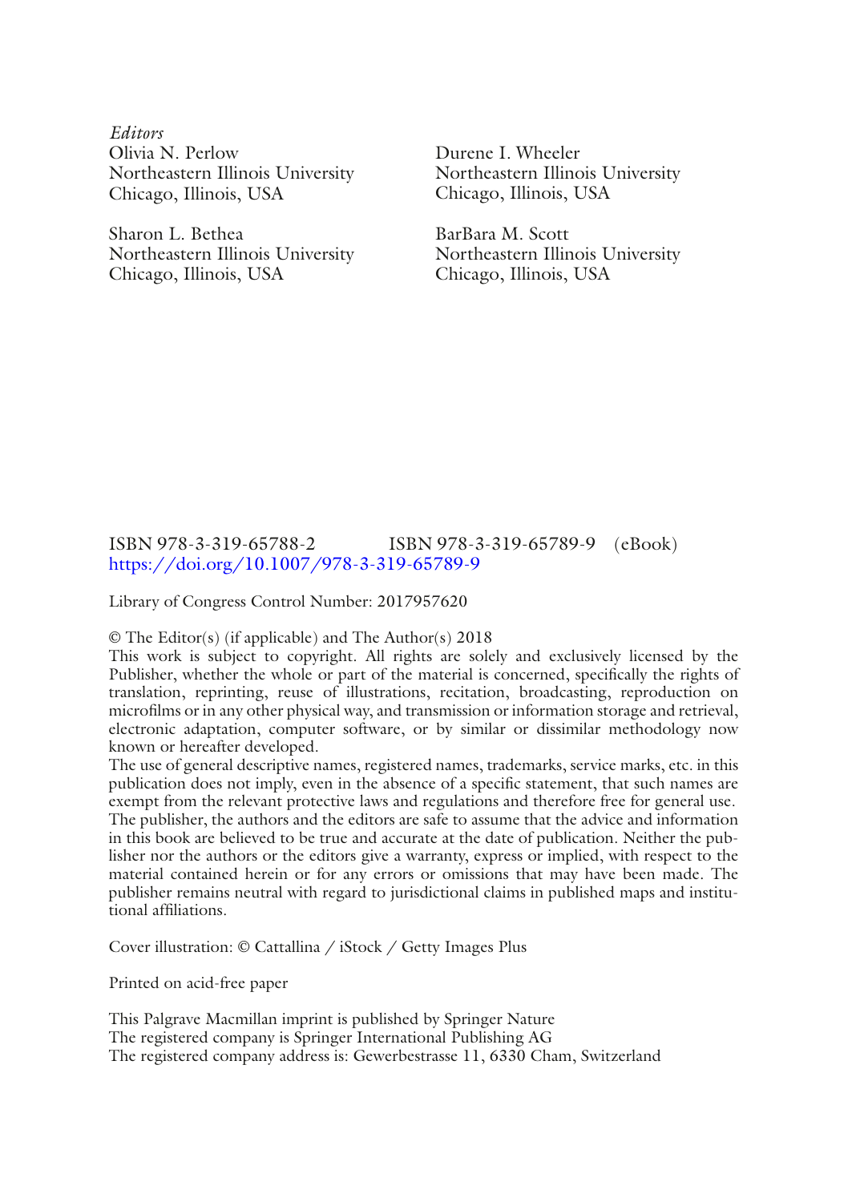*Editors*

Olivia N. Perlow
Northeastern Illinois University
Chicago, Illinois, USA

Durene I. Wheeler
Northeastern Illinois University
Chicago, Illinois, USA

Sharon L. Bethea
Northeastern Illinois University
Chicago, Illinois, USA

BarBara M. Scott
Northeastern Illinois University
Chicago, Illinois, USA

ISBN 978-3-319-65788-2 ISBN 978-3-319-65789-9 (eBook)
https://doi.org/10.1007/978-3-319-65789-9

Library of Congress Control Number: 2017957620

© The Editor(s) (if applicable) and The Author(s) 2018
This work is subject to copyright. All rights are solely and exclusively licensed by the Publisher, whether the whole or part of the material is concerned, specifically the rights of translation, reprinting, reuse of illustrations, recitation, broadcasting, reproduction on microfilms or in any other physical way, and transmission or information storage and retrieval, electronic adaptation, computer software, or by similar or dissimilar methodology now known or hereafter developed.
The use of general descriptive names, registered names, trademarks, service marks, etc. in this publication does not imply, even in the absence of a specific statement, that such names are exempt from the relevant protective laws and regulations and therefore free for general use.
The publisher, the authors and the editors are safe to assume that the advice and information in this book are believed to be true and accurate at the date of publication. Neither the publisher nor the authors or the editors give a warranty, express or implied, with respect to the material contained herein or for any errors or omissions that may have been made. The publisher remains neutral with regard to jurisdictional claims in published maps and institutional affiliations.

Cover illustration: © Cattallina / iStock / Getty Images Plus

Printed on acid-free paper

This Palgrave Macmillan imprint is published by Springer Nature
The registered company is Springer International Publishing AG
The registered company address is: Gewerbestrasse 11, 6330 Cham, Switzerland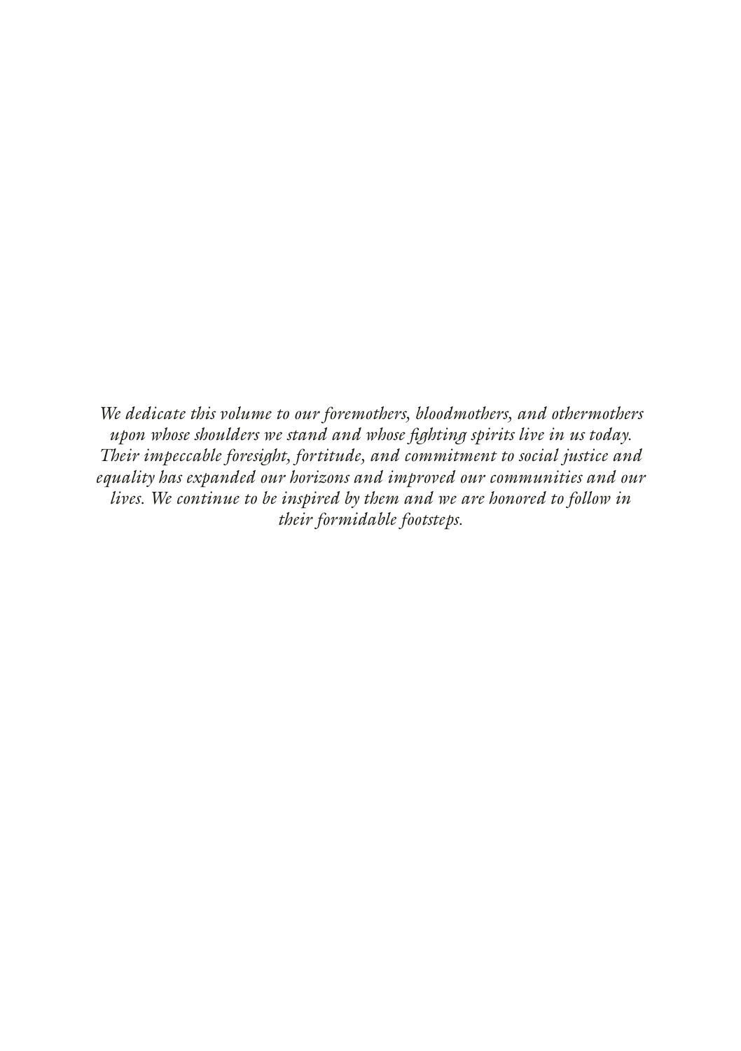*We dedicate this volume to our foremothers, bloodmothers, and othermothers upon whose shoulders we stand and whose fighting spirits live in us today. Their impeccable foresight, fortitude, and commitment to social justice and equality has expanded our horizons and improved our communities and our lives. We continue to be inspired by them and we are honored to follow in their formidable footsteps.*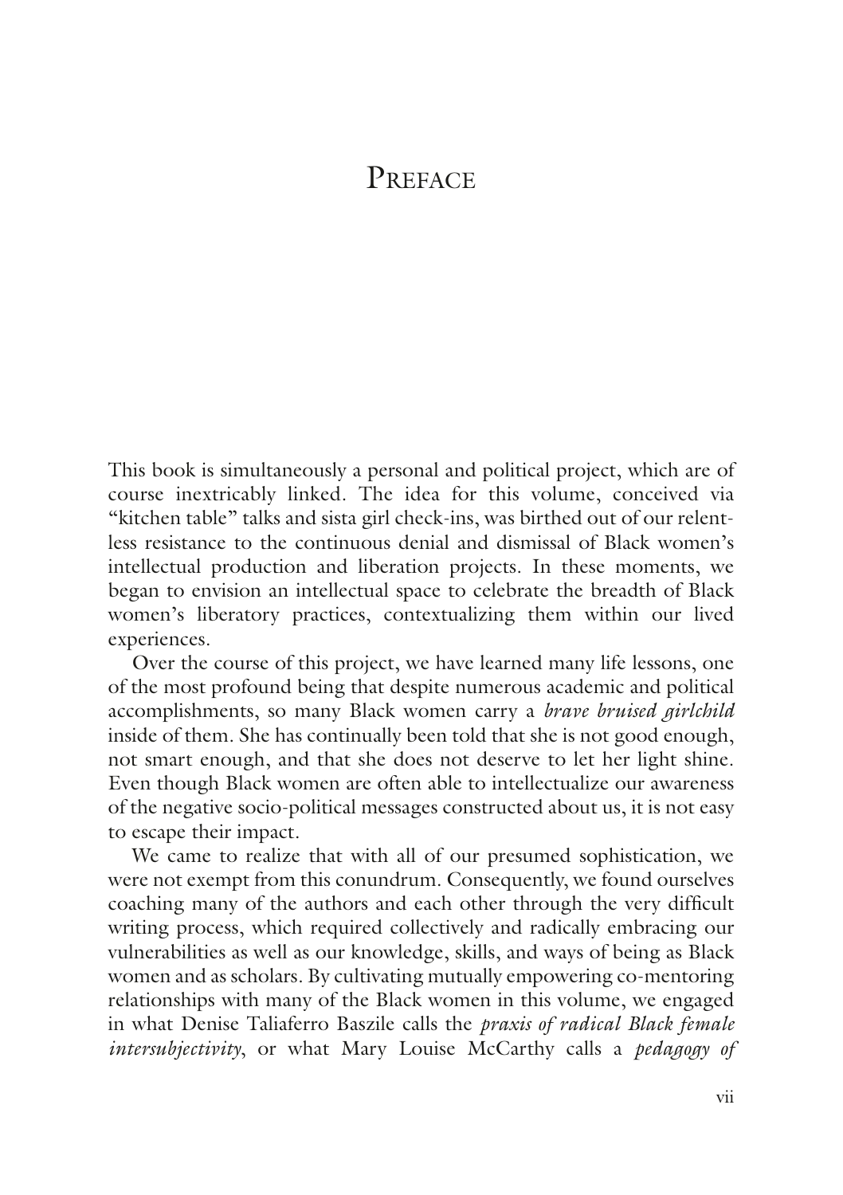# Preface

This book is simultaneously a personal and political project, which are of course inextricably linked. The idea for this volume, conceived via "kitchen table" talks and sista girl check-ins, was birthed out of our relentless resistance to the continuous denial and dismissal of Black women's intellectual production and liberation projects. In these moments, we began to envision an intellectual space to celebrate the breadth of Black women's liberatory practices, contextualizing them within our lived experiences.

Over the course of this project, we have learned many life lessons, one of the most profound being that despite numerous academic and political accomplishments, so many Black women carry a *brave bruised girlchild* inside of them. She has continually been told that she is not good enough, not smart enough, and that she does not deserve to let her light shine. Even though Black women are often able to intellectualize our awareness of the negative socio-political messages constructed about us, it is not easy to escape their impact.

We came to realize that with all of our presumed sophistication, we were not exempt from this conundrum. Consequently, we found ourselves coaching many of the authors and each other through the very difficult writing process, which required collectively and radically embracing our vulnerabilities as well as our knowledge, skills, and ways of being as Black women and as scholars. By cultivating mutually empowering co-mentoring relationships with many of the Black women in this volume, we engaged in what Denise Taliaferro Baszile calls the *praxis of radical Black female intersubjectivity*, or what Mary Louise McCarthy calls a *pedagogy of*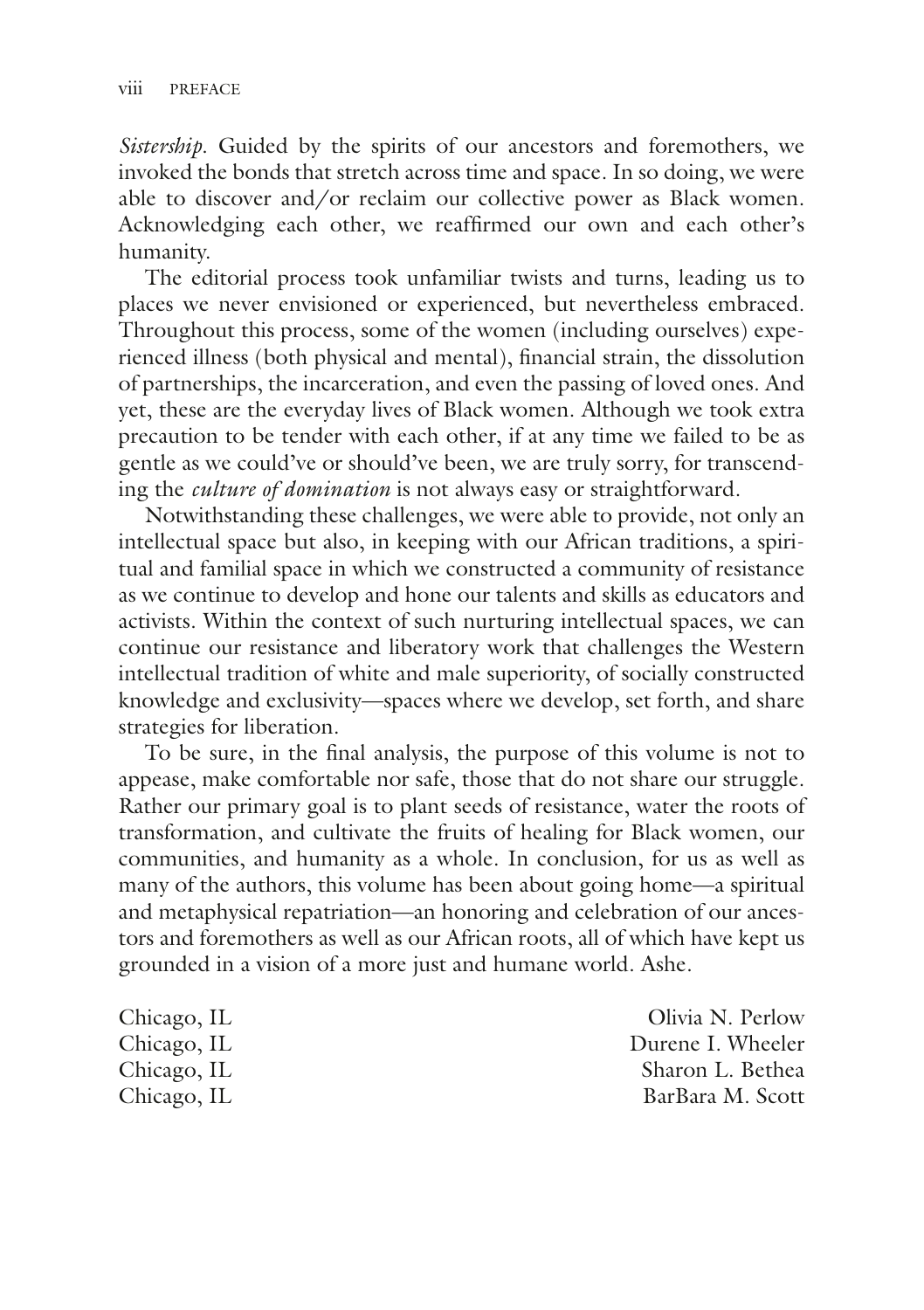*Sistership*. Guided by the spirits of our ancestors and foremothers, we invoked the bonds that stretch across time and space. In so doing, we were able to discover and/or reclaim our collective power as Black women. Acknowledging each other, we reaffirmed our own and each other's humanity.

The editorial process took unfamiliar twists and turns, leading us to places we never envisioned or experienced, but nevertheless embraced. Throughout this process, some of the women (including ourselves) experienced illness (both physical and mental), financial strain, the dissolution of partnerships, the incarceration, and even the passing of loved ones. And yet, these are the everyday lives of Black women. Although we took extra precaution to be tender with each other, if at any time we failed to be as gentle as we could've or should've been, we are truly sorry, for transcending the *culture of domination* is not always easy or straightforward.

Notwithstanding these challenges, we were able to provide, not only an intellectual space but also, in keeping with our African traditions, a spiritual and familial space in which we constructed a community of resistance as we continue to develop and hone our talents and skills as educators and activists. Within the context of such nurturing intellectual spaces, we can continue our resistance and liberatory work that challenges the Western intellectual tradition of white and male superiority, of socially constructed knowledge and exclusivity—spaces where we develop, set forth, and share strategies for liberation.

To be sure, in the final analysis, the purpose of this volume is not to appease, make comfortable nor safe, those that do not share our struggle. Rather our primary goal is to plant seeds of resistance, water the roots of transformation, and cultivate the fruits of healing for Black women, our communities, and humanity as a whole. In conclusion, for us as well as many of the authors, this volume has been about going home—a spiritual and metaphysical repatriation—an honoring and celebration of our ancestors and foremothers as well as our African roots, all of which have kept us grounded in a vision of a more just and humane world. Ashe.

Chicago, IL — Olivia N. Perlow
Chicago, IL — Durene I. Wheeler
Chicago, IL — Sharon L. Bethea
Chicago, IL — BarBara M. Scott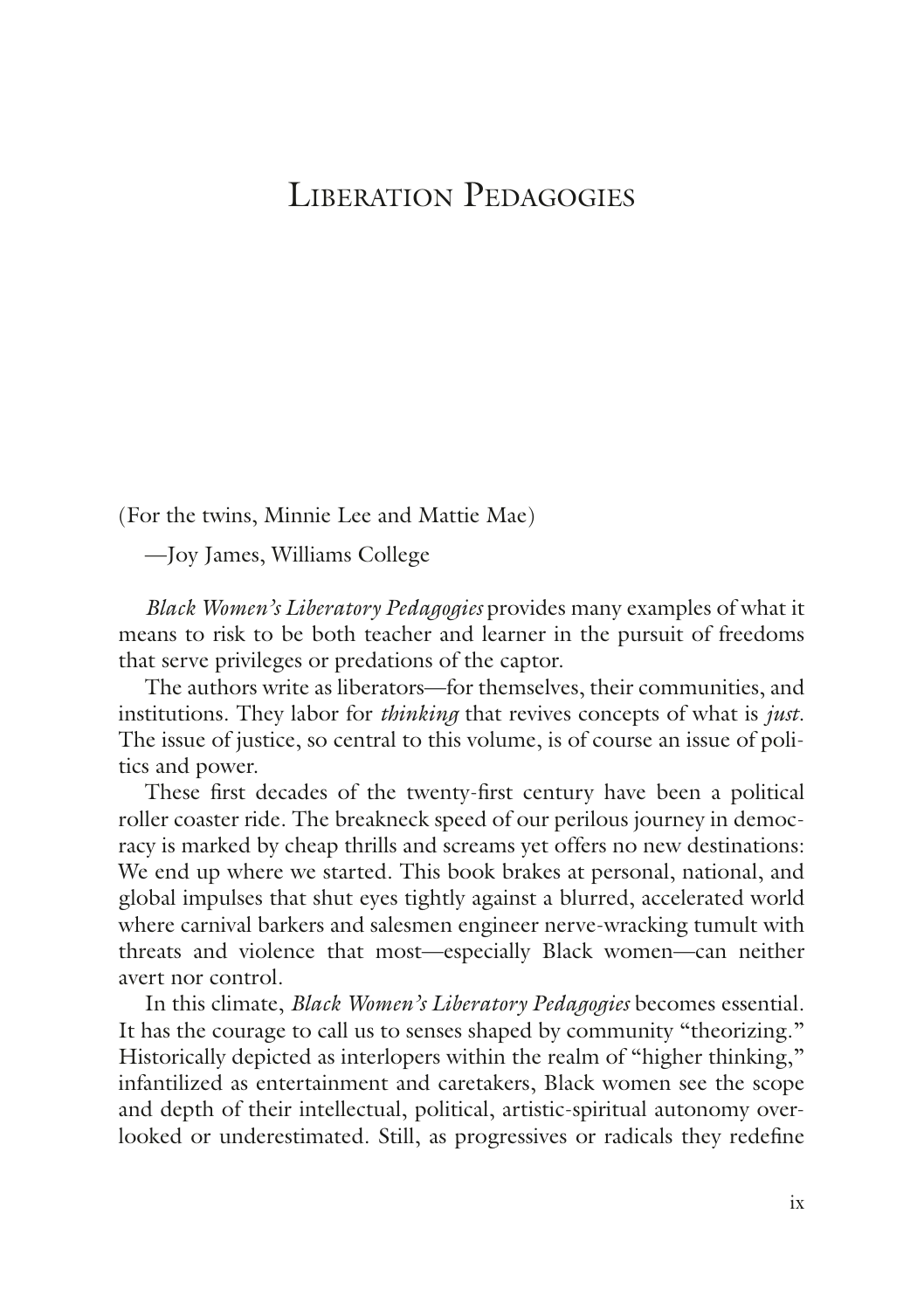# Liberation Pedagogies

(For the twins, Minnie Lee and Mattie Mae)

—Joy James, Williams College

*Black Women's Liberatory Pedagogies* provides many examples of what it means to risk to be both teacher and learner in the pursuit of freedoms that serve privileges or predations of the captor.

The authors write as liberators—for themselves, their communities, and institutions. They labor for *thinking* that revives concepts of what is *just*. The issue of justice, so central to this volume, is of course an issue of politics and power.

These first decades of the twenty-first century have been a political roller coaster ride. The breakneck speed of our perilous journey in democracy is marked by cheap thrills and screams yet offers no new destinations: We end up where we started. This book brakes at personal, national, and global impulses that shut eyes tightly against a blurred, accelerated world where carnival barkers and salesmen engineer nerve-wracking tumult with threats and violence that most—especially Black women—can neither avert nor control.

In this climate, *Black Women's Liberatory Pedagogies* becomes essential. It has the courage to call us to senses shaped by community "theorizing." Historically depicted as interlopers within the realm of "higher thinking," infantilized as entertainment and caretakers, Black women see the scope and depth of their intellectual, political, artistic-spiritual autonomy overlooked or underestimated. Still, as progressives or radicals they redefine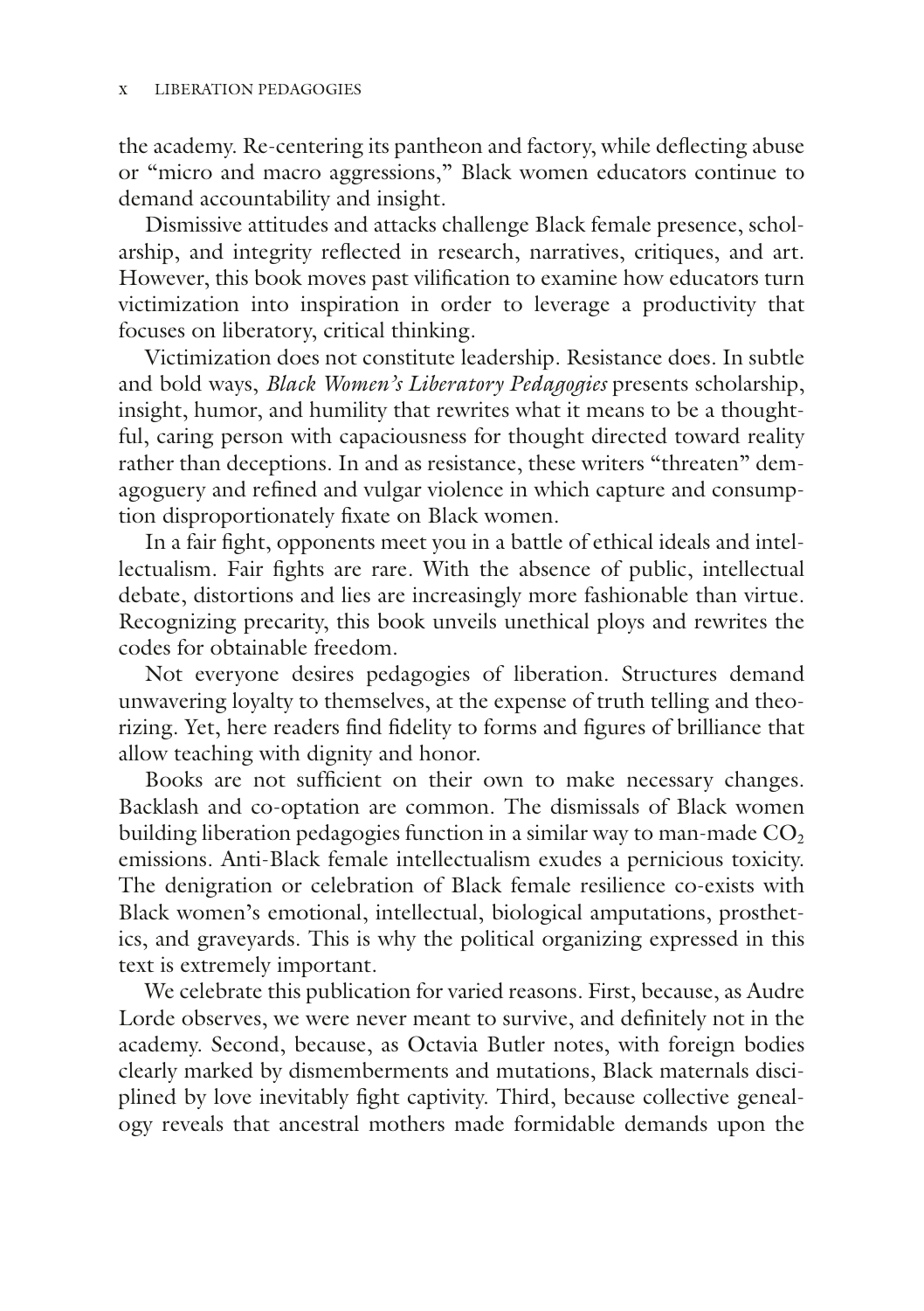the academy. Re-centering its pantheon and factory, while deflecting abuse or "micro and macro aggressions," Black women educators continue to demand accountability and insight.

Dismissive attitudes and attacks challenge Black female presence, scholarship, and integrity reflected in research, narratives, critiques, and art. However, this book moves past vilification to examine how educators turn victimization into inspiration in order to leverage a productivity that focuses on liberatory, critical thinking.

Victimization does not constitute leadership. Resistance does. In subtle and bold ways, *Black Women's Liberatory Pedagogies* presents scholarship, insight, humor, and humility that rewrites what it means to be a thoughtful, caring person with capaciousness for thought directed toward reality rather than deceptions. In and as resistance, these writers "threaten" demagoguery and refined and vulgar violence in which capture and consumption disproportionately fixate on Black women.

In a fair fight, opponents meet you in a battle of ethical ideals and intellectualism. Fair fights are rare. With the absence of public, intellectual debate, distortions and lies are increasingly more fashionable than virtue. Recognizing precarity, this book unveils unethical ploys and rewrites the codes for obtainable freedom.

Not everyone desires pedagogies of liberation. Structures demand unwavering loyalty to themselves, at the expense of truth telling and theorizing. Yet, here readers find fidelity to forms and figures of brilliance that allow teaching with dignity and honor.

Books are not sufficient on their own to make necessary changes. Backlash and co-optation are common. The dismissals of Black women building liberation pedagogies function in a similar way to man-made $CO_2$ emissions. Anti-Black female intellectualism exudes a pernicious toxicity. The denigration or celebration of Black female resilience co-exists with Black women's emotional, intellectual, biological amputations, prosthetics, and graveyards. This is why the political organizing expressed in this text is extremely important.

We celebrate this publication for varied reasons. First, because, as Audre Lorde observes, we were never meant to survive, and definitely not in the academy. Second, because, as Octavia Butler notes, with foreign bodies clearly marked by dismemberments and mutations, Black maternals disciplined by love inevitably fight captivity. Third, because collective genealogy reveals that ancestral mothers made formidable demands upon the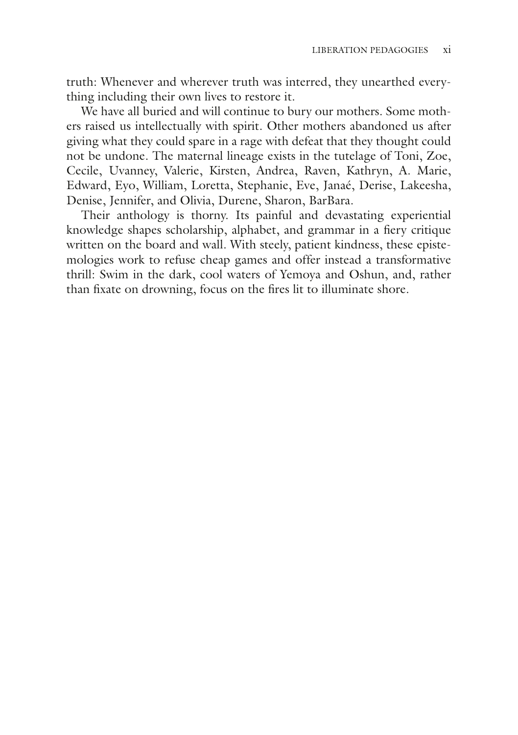truth: Whenever and wherever truth was interred, they unearthed everything including their own lives to restore it.

We have all buried and will continue to bury our mothers. Some mothers raised us intellectually with spirit. Other mothers abandoned us after giving what they could spare in a rage with defeat that they thought could not be undone. The maternal lineage exists in the tutelage of Toni, Zoe, Cecile, Uvanney, Valerie, Kirsten, Andrea, Raven, Kathryn, A. Marie, Edward, Eyo, William, Loretta, Stephanie, Eve, Janaé, Derise, Lakeesha, Denise, Jennifer, and Olivia, Durene, Sharon, BarBara.

Their anthology is thorny. Its painful and devastating experiential knowledge shapes scholarship, alphabet, and grammar in a fiery critique written on the board and wall. With steely, patient kindness, these epistemologies work to refuse cheap games and offer instead a transformative thrill: Swim in the dark, cool waters of Yemoya and Oshun, and, rather than fixate on drowning, focus on the fires lit to illuminate shore.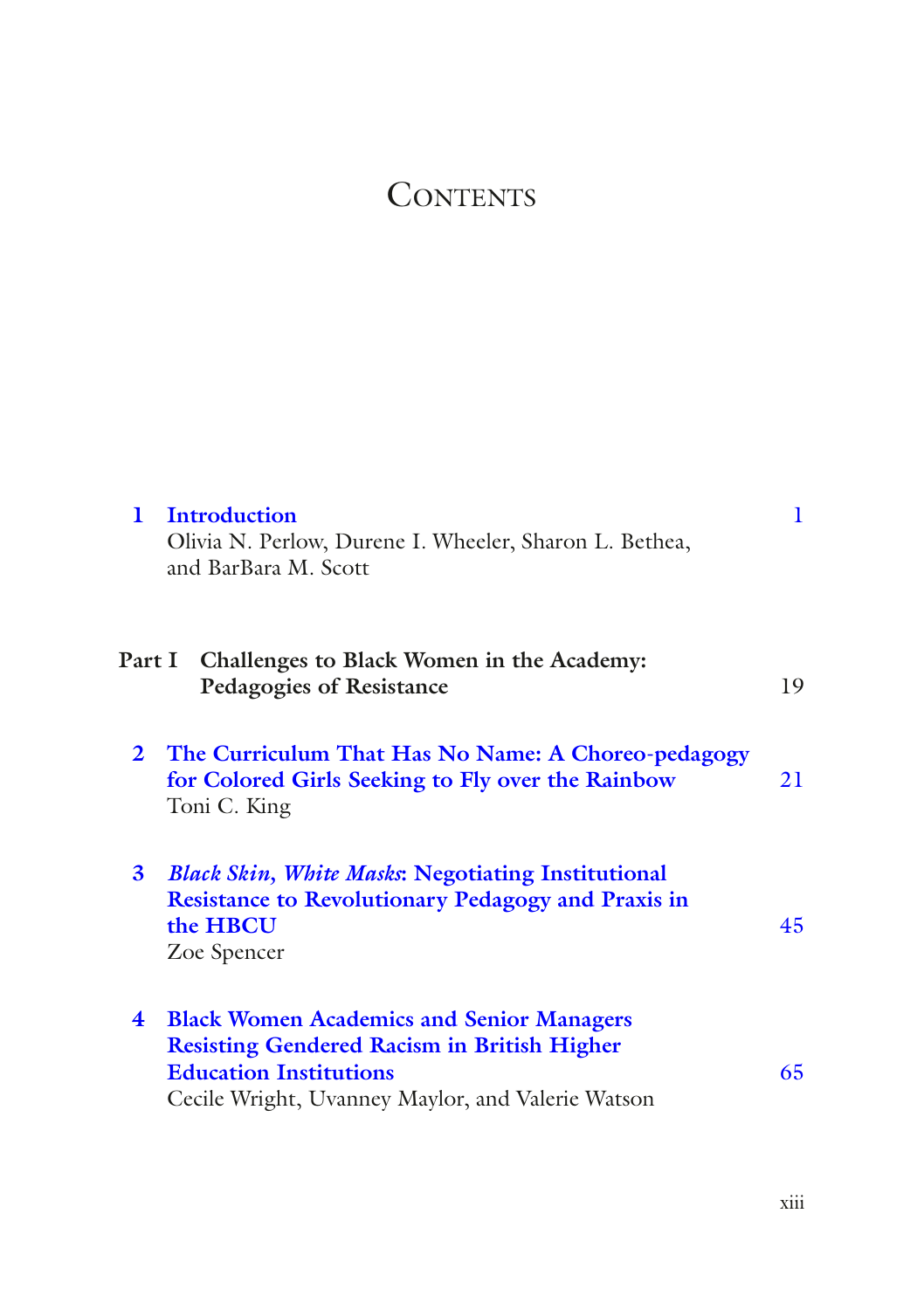# Contents

**1 Introduction** 1
Olivia N. Perlow, Durene I. Wheeler, Sharon L. Bethea, and BarBara M. Scott

**Part I Challenges to Black Women in the Academy: Pedagogies of Resistance** 19

**2 The Curriculum That Has No Name: A Choreo-pedagogy for Colored Girls Seeking to Fly over the Rainbow** 21
Toni C. King

**3 *Black Skin, White Masks*: Negotiating Institutional Resistance to Revolutionary Pedagogy and Praxis in the HBCU** 45
Zoe Spencer

**4 Black Women Academics and Senior Managers Resisting Gendered Racism in British Higher Education Institutions** 65
Cecile Wright, Uvanney Maylor, and Valerie Watson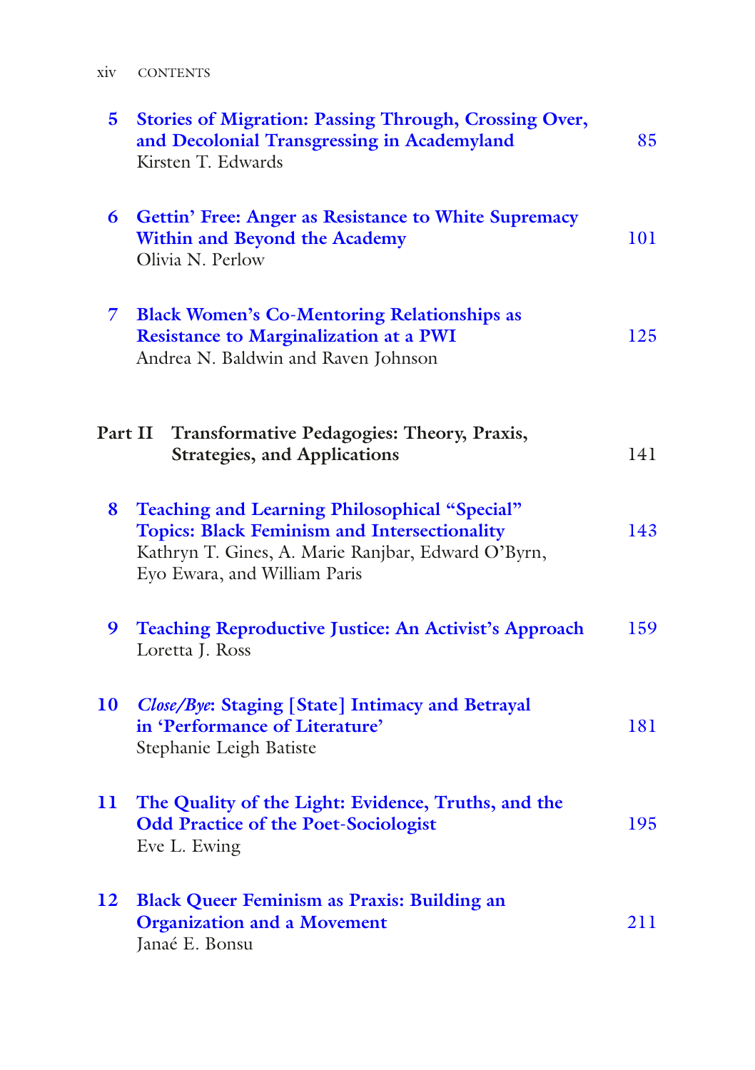5 **Stories of Migration: Passing Through, Crossing Over, and Decolonial Transgressing in Academyland** 85
Kirsten T. Edwards

6 **Gettin' Free: Anger as Resistance to White Supremacy Within and Beyond the Academy** 101
Olivia N. Perlow

7 **Black Women's Co-Mentoring Relationships as Resistance to Marginalization at a PWI** 125
Andrea N. Baldwin and Raven Johnson

**Part II Transformative Pedagogies: Theory, Praxis, Strategies, and Applications** 141

8 **Teaching and Learning Philosophical "Special" Topics: Black Feminism and Intersectionality** 143
Kathryn T. Gines, A. Marie Ranjbar, Edward O'Byrn, Eyo Ewara, and William Paris

9 **Teaching Reproductive Justice: An Activist's Approach** 159
Loretta J. Ross

10 ***Close/Bye*: Staging [State] Intimacy and Betrayal in 'Performance of Literature'** 181
Stephanie Leigh Batiste

11 **The Quality of the Light: Evidence, Truths, and the Odd Practice of the Poet-Sociologist** 195
Eve L. Ewing

12 **Black Queer Feminism as Praxis: Building an Organization and a Movement** 211
Janaé E. Bonsu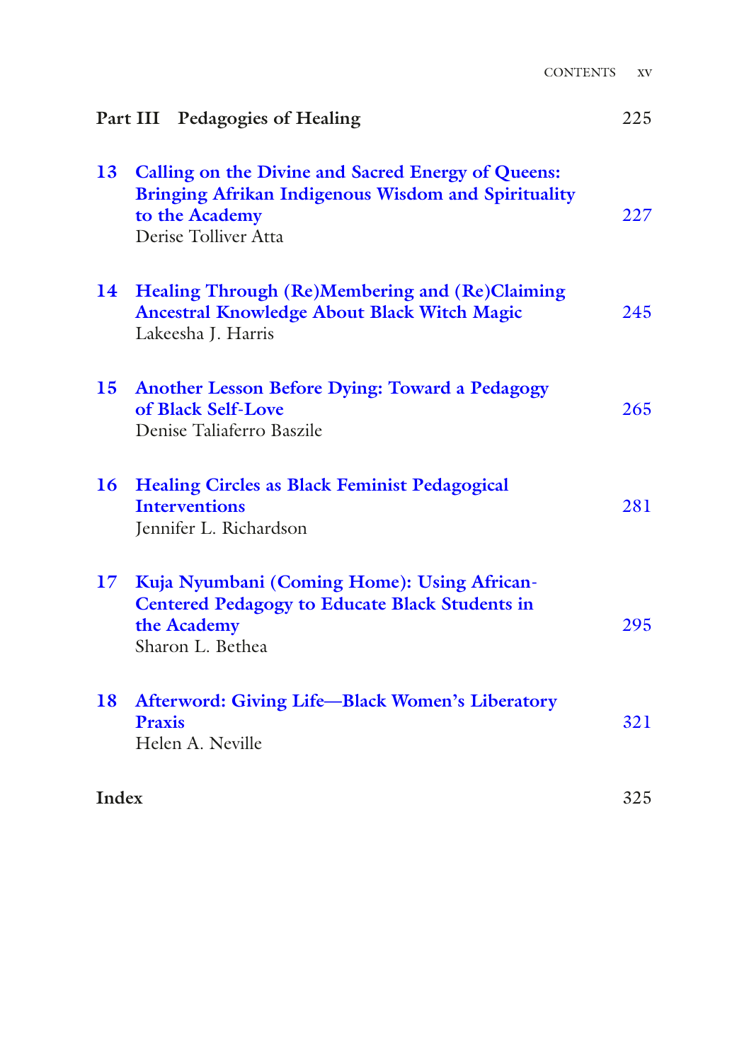**Part III Pedagogies of Healing** 225

**13 Calling on the Divine and Sacred Energy of Queens: Bringing Afrikan Indigenous Wisdom and Spirituality to the Academy** 227
Derise Tolliver Atta

**14 Healing Through (Re)Membering and (Re)Claiming Ancestral Knowledge About Black Witch Magic** 245
Lakeesha J. Harris

**15 Another Lesson Before Dying: Toward a Pedagogy of Black Self-Love** 265
Denise Taliaferro Baszile

**16 Healing Circles as Black Feminist Pedagogical Interventions** 281
Jennifer L. Richardson

**17 Kuja Nyumbani (Coming Home): Using African-Centered Pedagogy to Educate Black Students in the Academy** 295
Sharon L. Bethea

**18 Afterword: Giving Life—Black Women's Liberatory Praxis** 321
Helen A. Neville

**Index** 325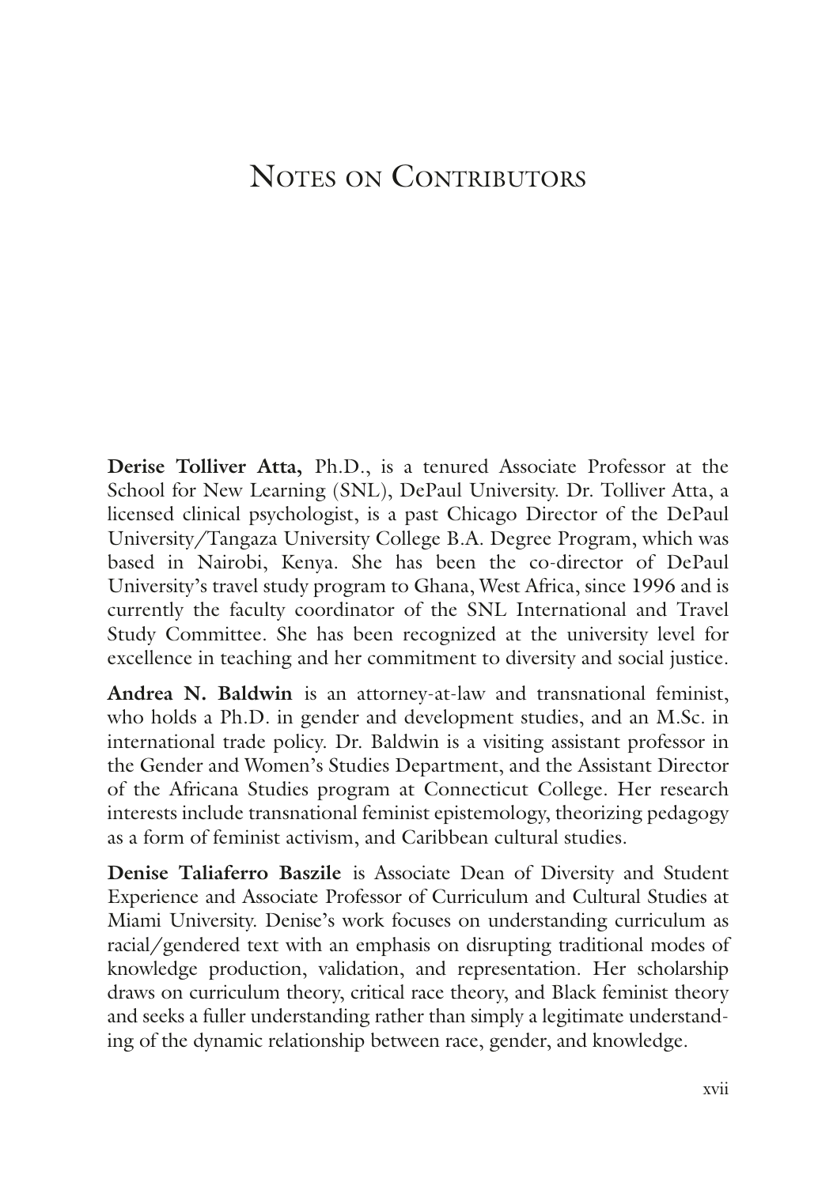# Notes on Contributors

**Derise Tolliver Atta,** Ph.D., is a tenured Associate Professor at the School for New Learning (SNL), DePaul University. Dr. Tolliver Atta, a licensed clinical psychologist, is a past Chicago Director of the DePaul University/Tangaza University College B.A. Degree Program, which was based in Nairobi, Kenya. She has been the co-director of DePaul University's travel study program to Ghana, West Africa, since 1996 and is currently the faculty coordinator of the SNL International and Travel Study Committee. She has been recognized at the university level for excellence in teaching and her commitment to diversity and social justice.

**Andrea N. Baldwin** is an attorney-at-law and transnational feminist, who holds a Ph.D. in gender and development studies, and an M.Sc. in international trade policy. Dr. Baldwin is a visiting assistant professor in the Gender and Women's Studies Department, and the Assistant Director of the Africana Studies program at Connecticut College. Her research interests include transnational feminist epistemology, theorizing pedagogy as a form of feminist activism, and Caribbean cultural studies.

**Denise Taliaferro Baszile** is Associate Dean of Diversity and Student Experience and Associate Professor of Curriculum and Cultural Studies at Miami University. Denise's work focuses on understanding curriculum as racial/gendered text with an emphasis on disrupting traditional modes of knowledge production, validation, and representation. Her scholarship draws on curriculum theory, critical race theory, and Black feminist theory and seeks a fuller understanding rather than simply a legitimate understanding of the dynamic relationship between race, gender, and knowledge.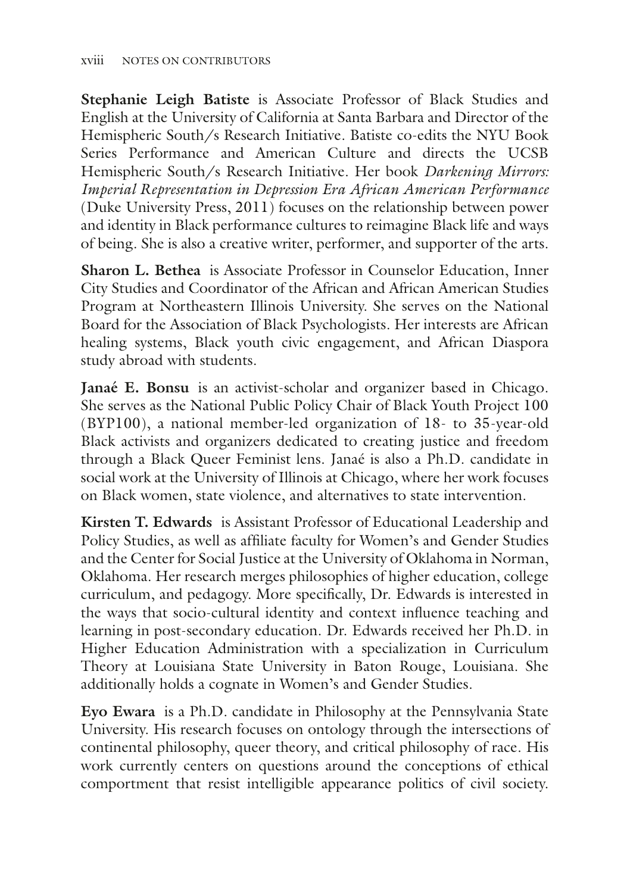**Stephanie Leigh Batiste** is Associate Professor of Black Studies and English at the University of California at Santa Barbara and Director of the Hemispheric South/s Research Initiative. Batiste co-edits the NYU Book Series Performance and American Culture and directs the UCSB Hemispheric South/s Research Initiative. Her book *Darkening Mirrors: Imperial Representation in Depression Era African American Performance* (Duke University Press, 2011) focuses on the relationship between power and identity in Black performance cultures to reimagine Black life and ways of being. She is also a creative writer, performer, and supporter of the arts.

**Sharon L. Bethea** is Associate Professor in Counselor Education, Inner City Studies and Coordinator of the African and African American Studies Program at Northeastern Illinois University. She serves on the National Board for the Association of Black Psychologists. Her interests are African healing systems, Black youth civic engagement, and African Diaspora study abroad with students.

**Janaé E. Bonsu** is an activist-scholar and organizer based in Chicago. She serves as the National Public Policy Chair of Black Youth Project 100 (BYP100), a national member-led organization of 18- to 35-year-old Black activists and organizers dedicated to creating justice and freedom through a Black Queer Feminist lens. Janaé is also a Ph.D. candidate in social work at the University of Illinois at Chicago, where her work focuses on Black women, state violence, and alternatives to state intervention.

**Kirsten T. Edwards** is Assistant Professor of Educational Leadership and Policy Studies, as well as affiliate faculty for Women's and Gender Studies and the Center for Social Justice at the University of Oklahoma in Norman, Oklahoma. Her research merges philosophies of higher education, college curriculum, and pedagogy. More specifically, Dr. Edwards is interested in the ways that socio-cultural identity and context influence teaching and learning in post-secondary education. Dr. Edwards received her Ph.D. in Higher Education Administration with a specialization in Curriculum Theory at Louisiana State University in Baton Rouge, Louisiana. She additionally holds a cognate in Women's and Gender Studies.

**Eyo Ewara** is a Ph.D. candidate in Philosophy at the Pennsylvania State University. His research focuses on ontology through the intersections of continental philosophy, queer theory, and critical philosophy of race. His work currently centers on questions around the conceptions of ethical comportment that resist intelligible appearance politics of civil society.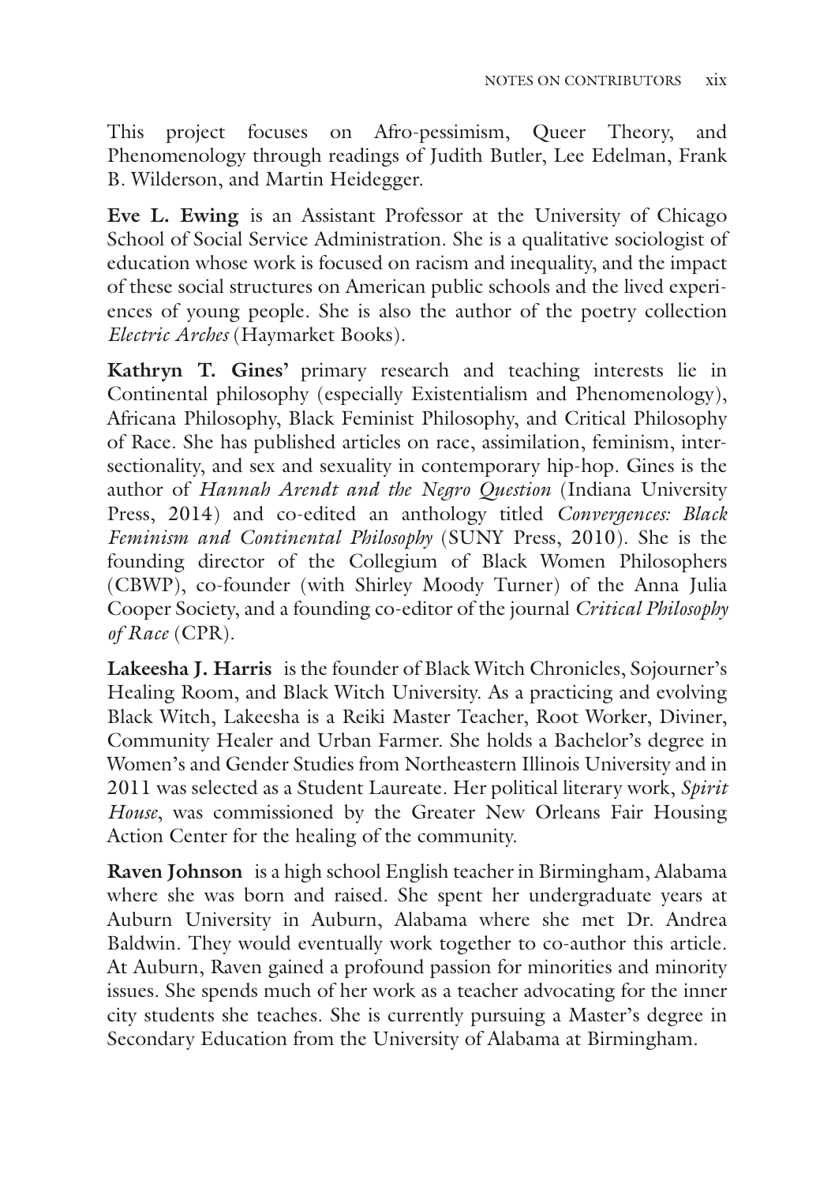This project focuses on Afro-pessimism, Queer Theory, and Phenomenology through readings of Judith Butler, Lee Edelman, Frank B. Wilderson, and Martin Heidegger.

**Eve L. Ewing** is an Assistant Professor at the University of Chicago School of Social Service Administration. She is a qualitative sociologist of education whose work is focused on racism and inequality, and the impact of these social structures on American public schools and the lived experiences of young people. She is also the author of the poetry collection *Electric Arches* (Haymarket Books).

**Kathryn T. Gines'** primary research and teaching interests lie in Continental philosophy (especially Existentialism and Phenomenology), Africana Philosophy, Black Feminist Philosophy, and Critical Philosophy of Race. She has published articles on race, assimilation, feminism, intersectionality, and sex and sexuality in contemporary hip-hop. Gines is the author of *Hannah Arendt and the Negro Question* (Indiana University Press, 2014) and co-edited an anthology titled *Convergences: Black Feminism and Continental Philosophy* (SUNY Press, 2010). She is the founding director of the Collegium of Black Women Philosophers (CBWP), co-founder (with Shirley Moody Turner) of the Anna Julia Cooper Society, and a founding co-editor of the journal *Critical Philosophy of Race* (CPR).

**Lakeesha J. Harris** is the founder of Black Witch Chronicles, Sojourner's Healing Room, and Black Witch University. As a practicing and evolving Black Witch, Lakeesha is a Reiki Master Teacher, Root Worker, Diviner, Community Healer and Urban Farmer. She holds a Bachelor's degree in Women's and Gender Studies from Northeastern Illinois University and in 2011 was selected as a Student Laureate. Her political literary work, *Spirit House*, was commissioned by the Greater New Orleans Fair Housing Action Center for the healing of the community.

**Raven Johnson** is a high school English teacher in Birmingham, Alabama where she was born and raised. She spent her undergraduate years at Auburn University in Auburn, Alabama where she met Dr. Andrea Baldwin. They would eventually work together to co-author this article. At Auburn, Raven gained a profound passion for minorities and minority issues. She spends much of her work as a teacher advocating for the inner city students she teaches. She is currently pursuing a Master's degree in Secondary Education from the University of Alabama at Birmingham.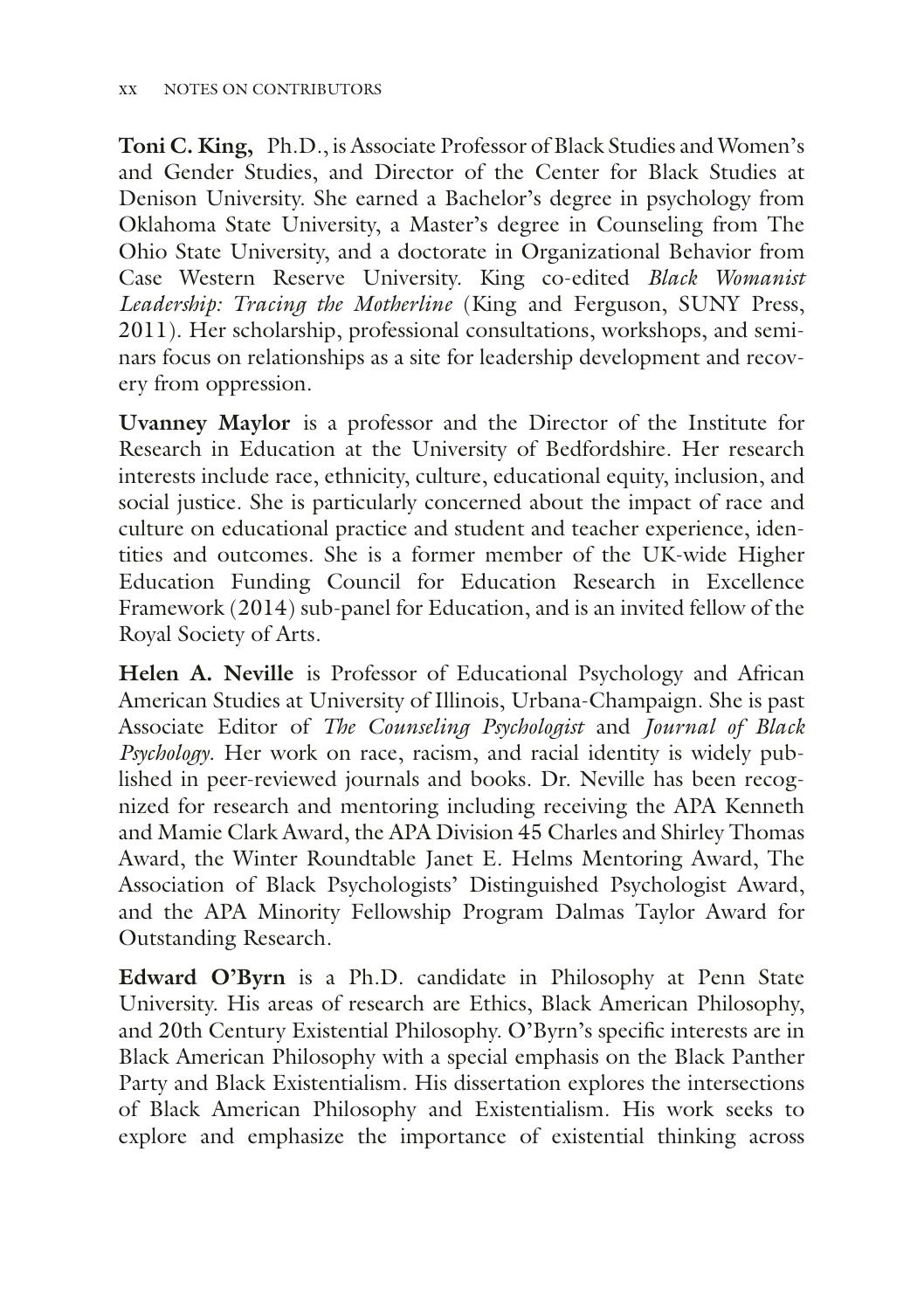**Toni C. King,** Ph.D., is Associate Professor of Black Studies and Women's and Gender Studies, and Director of the Center for Black Studies at Denison University. She earned a Bachelor's degree in psychology from Oklahoma State University, a Master's degree in Counseling from The Ohio State University, and a doctorate in Organizational Behavior from Case Western Reserve University. King co-edited *Black Womanist Leadership: Tracing the Motherline* (King and Ferguson, SUNY Press, 2011). Her scholarship, professional consultations, workshops, and seminars focus on relationships as a site for leadership development and recovery from oppression.

**Uvanney Maylor** is a professor and the Director of the Institute for Research in Education at the University of Bedfordshire. Her research interests include race, ethnicity, culture, educational equity, inclusion, and social justice. She is particularly concerned about the impact of race and culture on educational practice and student and teacher experience, identities and outcomes. She is a former member of the UK-wide Higher Education Funding Council for Education Research in Excellence Framework (2014) sub-panel for Education, and is an invited fellow of the Royal Society of Arts.

**Helen A. Neville** is Professor of Educational Psychology and African American Studies at University of Illinois, Urbana-Champaign. She is past Associate Editor of *The Counseling Psychologist* and *Journal of Black Psychology*. Her work on race, racism, and racial identity is widely published in peer-reviewed journals and books. Dr. Neville has been recognized for research and mentoring including receiving the APA Kenneth and Mamie Clark Award, the APA Division 45 Charles and Shirley Thomas Award, the Winter Roundtable Janet E. Helms Mentoring Award, The Association of Black Psychologists' Distinguished Psychologist Award, and the APA Minority Fellowship Program Dalmas Taylor Award for Outstanding Research.

**Edward O'Byrn** is a Ph.D. candidate in Philosophy at Penn State University. His areas of research are Ethics, Black American Philosophy, and 20th Century Existential Philosophy. O'Byrn's specific interests are in Black American Philosophy with a special emphasis on the Black Panther Party and Black Existentialism. His dissertation explores the intersections of Black American Philosophy and Existentialism. His work seeks to explore and emphasize the importance of existential thinking across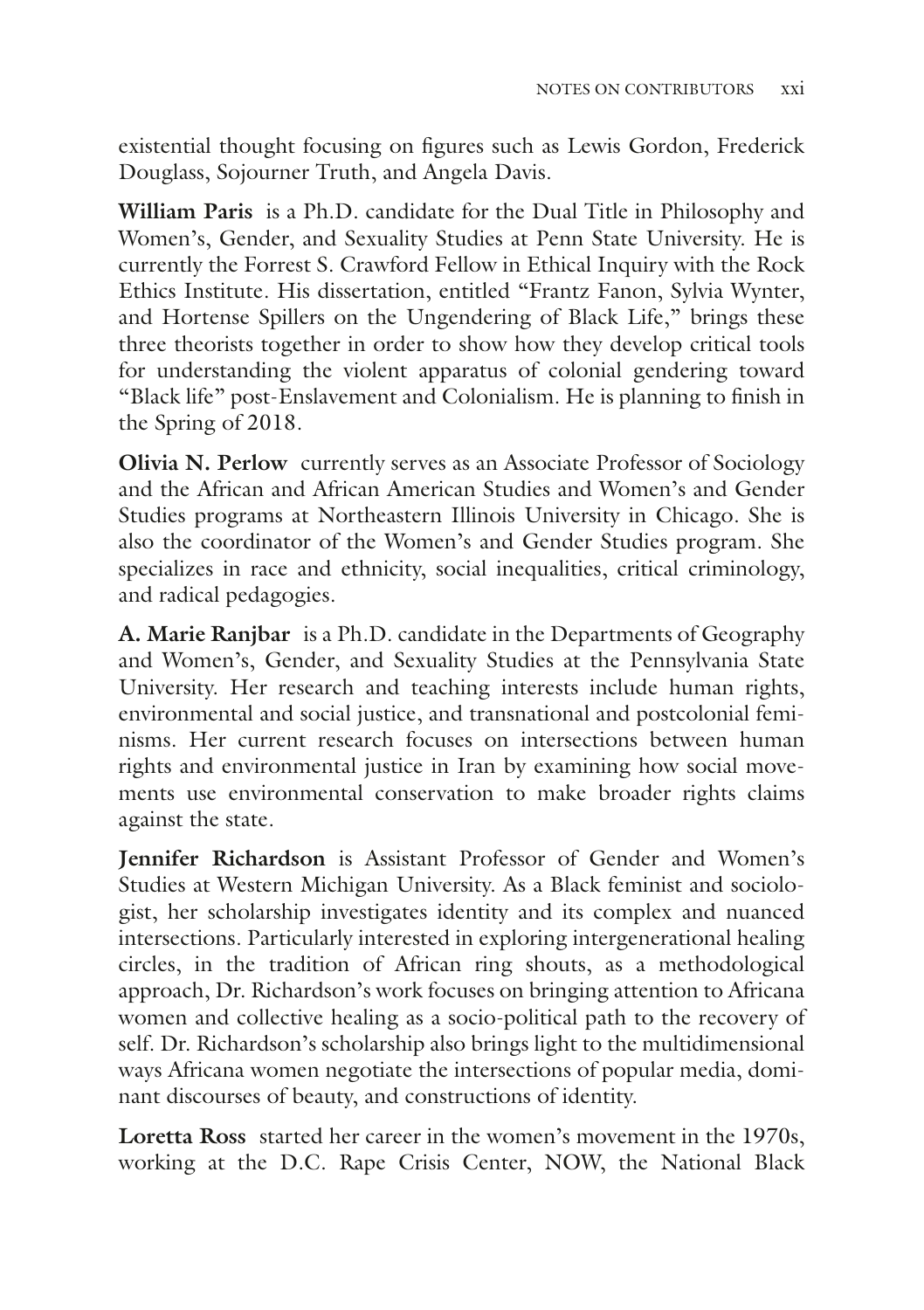existential thought focusing on figures such as Lewis Gordon, Frederick Douglass, Sojourner Truth, and Angela Davis.

**William Paris** is a Ph.D. candidate for the Dual Title in Philosophy and Women's, Gender, and Sexuality Studies at Penn State University. He is currently the Forrest S. Crawford Fellow in Ethical Inquiry with the Rock Ethics Institute. His dissertation, entitled "Frantz Fanon, Sylvia Wynter, and Hortense Spillers on the Ungendering of Black Life," brings these three theorists together in order to show how they develop critical tools for understanding the violent apparatus of colonial gendering toward "Black life" post-Enslavement and Colonialism. He is planning to finish in the Spring of 2018.

**Olivia N. Perlow** currently serves as an Associate Professor of Sociology and the African and African American Studies and Women's and Gender Studies programs at Northeastern Illinois University in Chicago. She is also the coordinator of the Women's and Gender Studies program. She specializes in race and ethnicity, social inequalities, critical criminology, and radical pedagogies.

**A. Marie Ranjbar** is a Ph.D. candidate in the Departments of Geography and Women's, Gender, and Sexuality Studies at the Pennsylvania State University. Her research and teaching interests include human rights, environmental and social justice, and transnational and postcolonial feminisms. Her current research focuses on intersections between human rights and environmental justice in Iran by examining how social movements use environmental conservation to make broader rights claims against the state.

**Jennifer Richardson** is Assistant Professor of Gender and Women's Studies at Western Michigan University. As a Black feminist and sociologist, her scholarship investigates identity and its complex and nuanced intersections. Particularly interested in exploring intergenerational healing circles, in the tradition of African ring shouts, as a methodological approach, Dr. Richardson's work focuses on bringing attention to Africana women and collective healing as a socio-political path to the recovery of self. Dr. Richardson's scholarship also brings light to the multidimensional ways Africana women negotiate the intersections of popular media, dominant discourses of beauty, and constructions of identity.

**Loretta Ross** started her career in the women's movement in the 1970s, working at the D.C. Rape Crisis Center, NOW, the National Black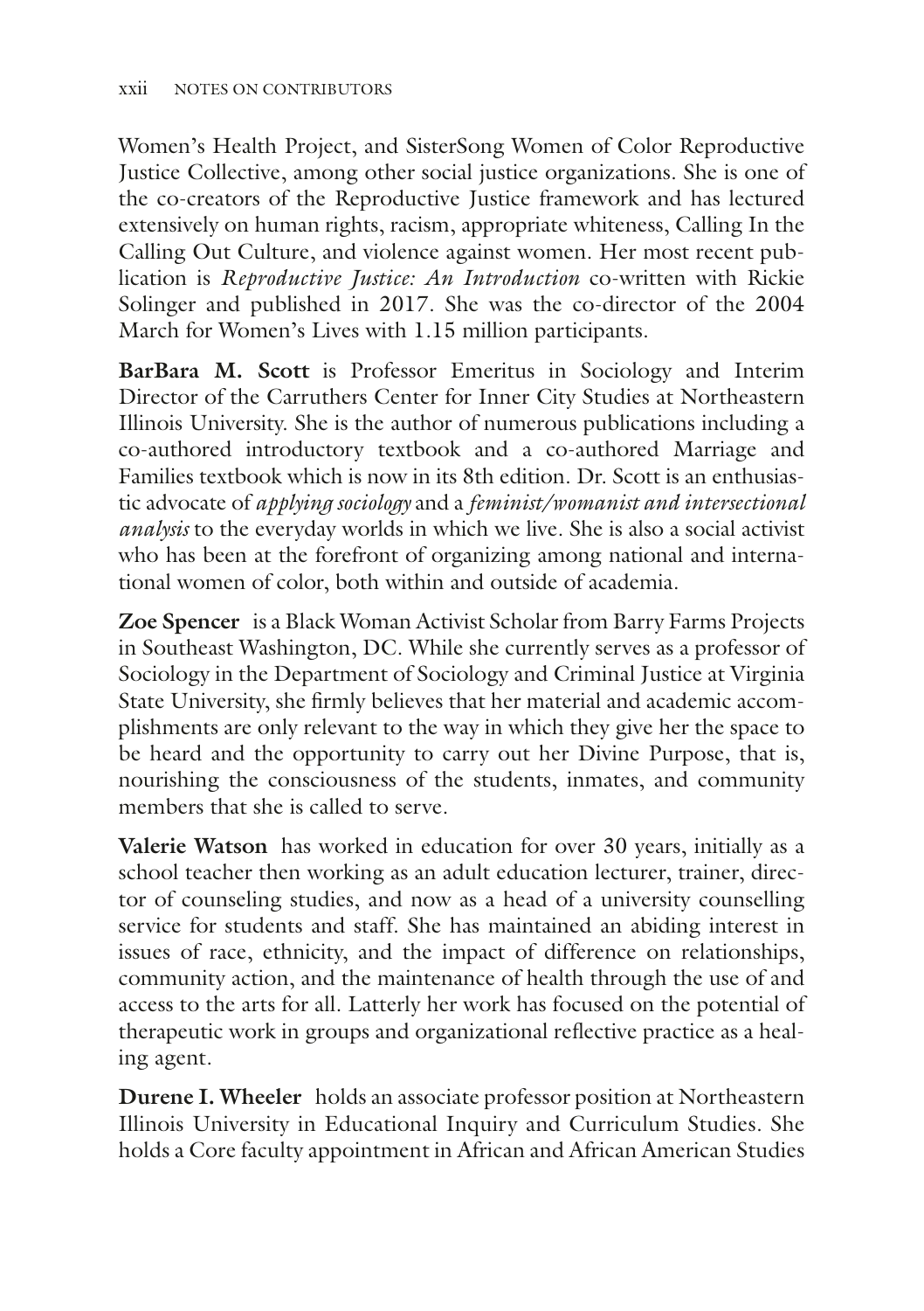Women's Health Project, and SisterSong Women of Color Reproductive Justice Collective, among other social justice organizations. She is one of the co-creators of the Reproductive Justice framework and has lectured extensively on human rights, racism, appropriate whiteness, Calling In the Calling Out Culture, and violence against women. Her most recent publication is *Reproductive Justice: An Introduction* co-written with Rickie Solinger and published in 2017. She was the co-director of the 2004 March for Women's Lives with 1.15 million participants.

**BarBara M. Scott** is Professor Emeritus in Sociology and Interim Director of the Carruthers Center for Inner City Studies at Northeastern Illinois University. She is the author of numerous publications including a co-authored introductory textbook and a co-authored Marriage and Families textbook which is now in its 8th edition. Dr. Scott is an enthusiastic advocate of *applying sociology* and a *feminist/womanist and intersectional analysis* to the everyday worlds in which we live. She is also a social activist who has been at the forefront of organizing among national and international women of color, both within and outside of academia.

**Zoe Spencer** is a Black Woman Activist Scholar from Barry Farms Projects in Southeast Washington, DC. While she currently serves as a professor of Sociology in the Department of Sociology and Criminal Justice at Virginia State University, she firmly believes that her material and academic accomplishments are only relevant to the way in which they give her the space to be heard and the opportunity to carry out her Divine Purpose, that is, nourishing the consciousness of the students, inmates, and community members that she is called to serve.

**Valerie Watson** has worked in education for over 30 years, initially as a school teacher then working as an adult education lecturer, trainer, director of counseling studies, and now as a head of a university counselling service for students and staff. She has maintained an abiding interest in issues of race, ethnicity, and the impact of difference on relationships, community action, and the maintenance of health through the use of and access to the arts for all. Latterly her work has focused on the potential of therapeutic work in groups and organizational reflective practice as a healing agent.

**Durene I. Wheeler** holds an associate professor position at Northeastern Illinois University in Educational Inquiry and Curriculum Studies. She holds a Core faculty appointment in African and African American Studies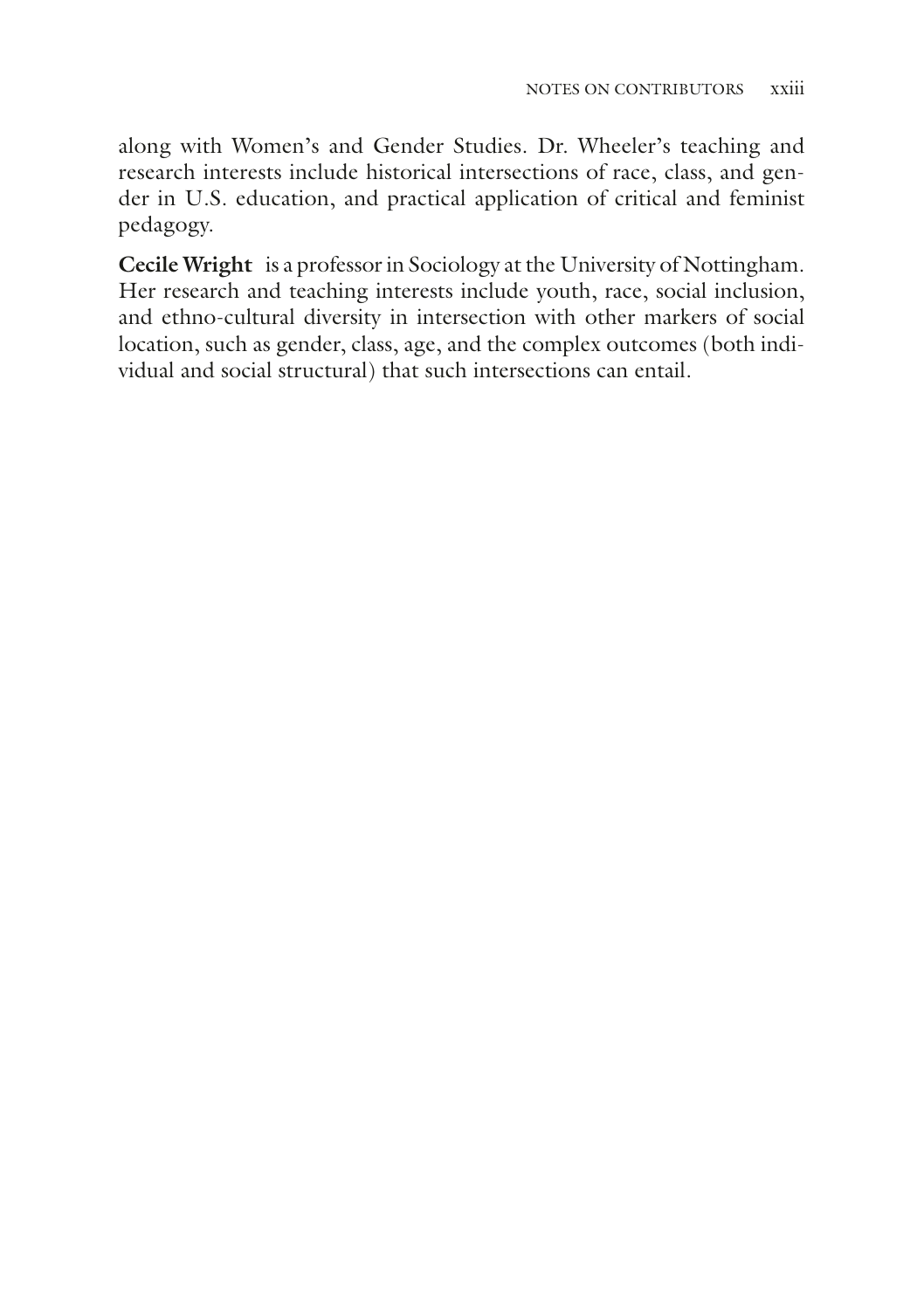along with Women's and Gender Studies. Dr. Wheeler's teaching and research interests include historical intersections of race, class, and gender in U.S. education, and practical application of critical and feminist pedagogy.

**Cecile Wright** is a professor in Sociology at the University of Nottingham. Her research and teaching interests include youth, race, social inclusion, and ethno-cultural diversity in intersection with other markers of social location, such as gender, class, age, and the complex outcomes (both individual and social structural) that such intersections can entail.